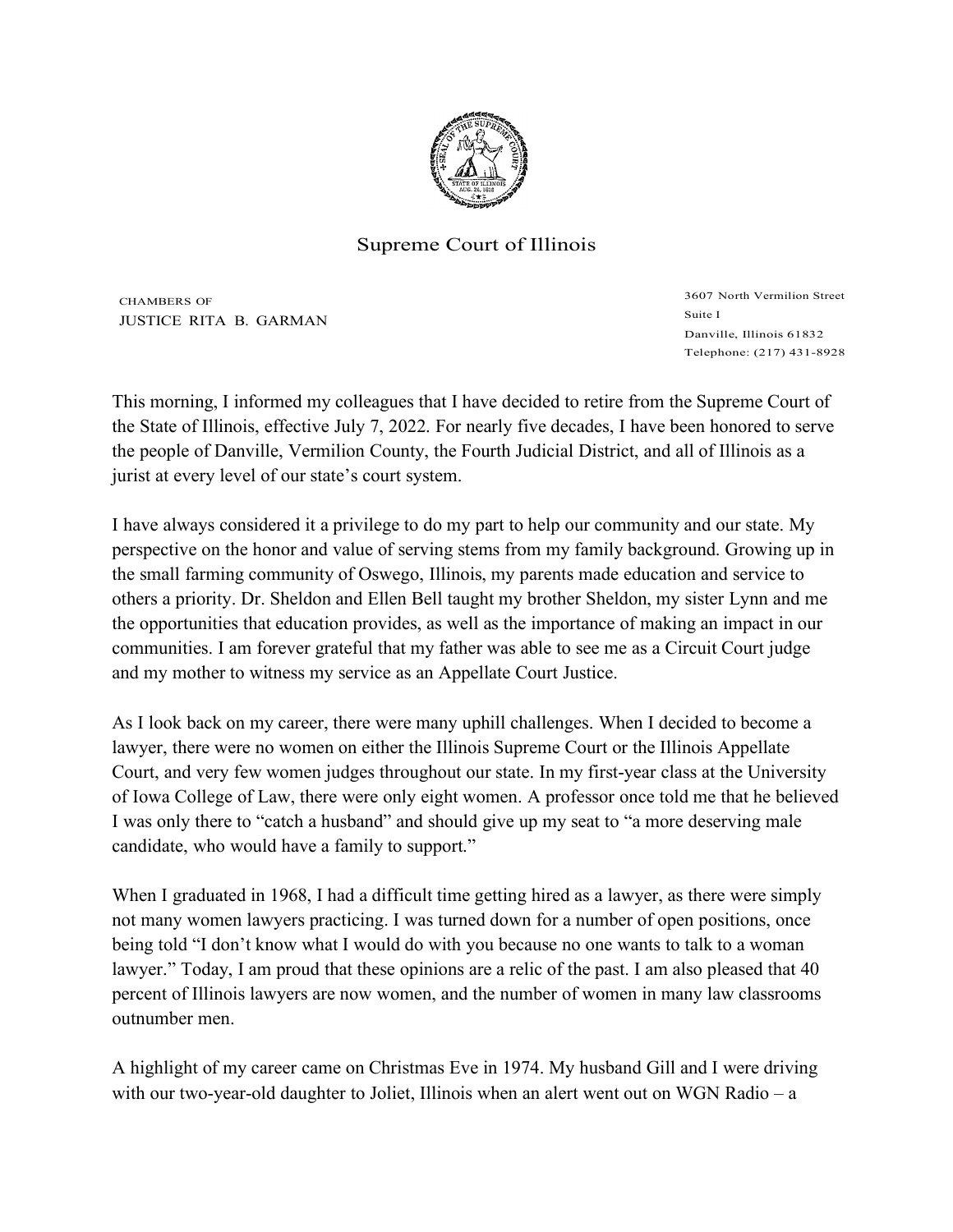Supreme Court of Illinois

CHAMBERS OF
JUSTICE RITA B. GARMAN

3607 North Vermilion Street
Suite I
Danville, Illinois 61832
Telephone: (217) 431-8928

This morning, I informed my colleagues that I have decided to retire from the Supreme Court of the State of Illinois, effective July 7, 2022. For nearly five decades, I have been honored to serve the people of Danville, Vermilion County, the Fourth Judicial District, and all of Illinois as a jurist at every level of our state's court system.

I have always considered it a privilege to do my part to help our community and our state. My perspective on the honor and value of serving stems from my family background. Growing up in the small farming community of Oswego, Illinois, my parents made education and service to others a priority. Dr. Sheldon and Ellen Bell taught my brother Sheldon, my sister Lynn and me the opportunities that education provides, as well as the importance of making an impact in our communities. I am forever grateful that my father was able to see me as a Circuit Court judge and my mother to witness my service as an Appellate Court Justice.

As I look back on my career, there were many uphill challenges. When I decided to become a lawyer, there were no women on either the Illinois Supreme Court or the Illinois Appellate Court, and very few women judges throughout our state. In my first-year class at the University of Iowa College of Law, there were only eight women. A professor once told me that he believed I was only there to "catch a husband" and should give up my seat to "a more deserving male candidate, who would have a family to support."

When I graduated in 1968, I had a difficult time getting hired as a lawyer, as there were simply not many women lawyers practicing. I was turned down for a number of open positions, once being told "I don't know what I would do with you because no one wants to talk to a woman lawyer." Today, I am proud that these opinions are a relic of the past. I am also pleased that 40 percent of Illinois lawyers are now women, and the number of women in many law classrooms outnumber men.

A highlight of my career came on Christmas Eve in 1974. My husband Gill and I were driving with our two-year-old daughter to Joliet, Illinois when an alert went out on WGN Radio – a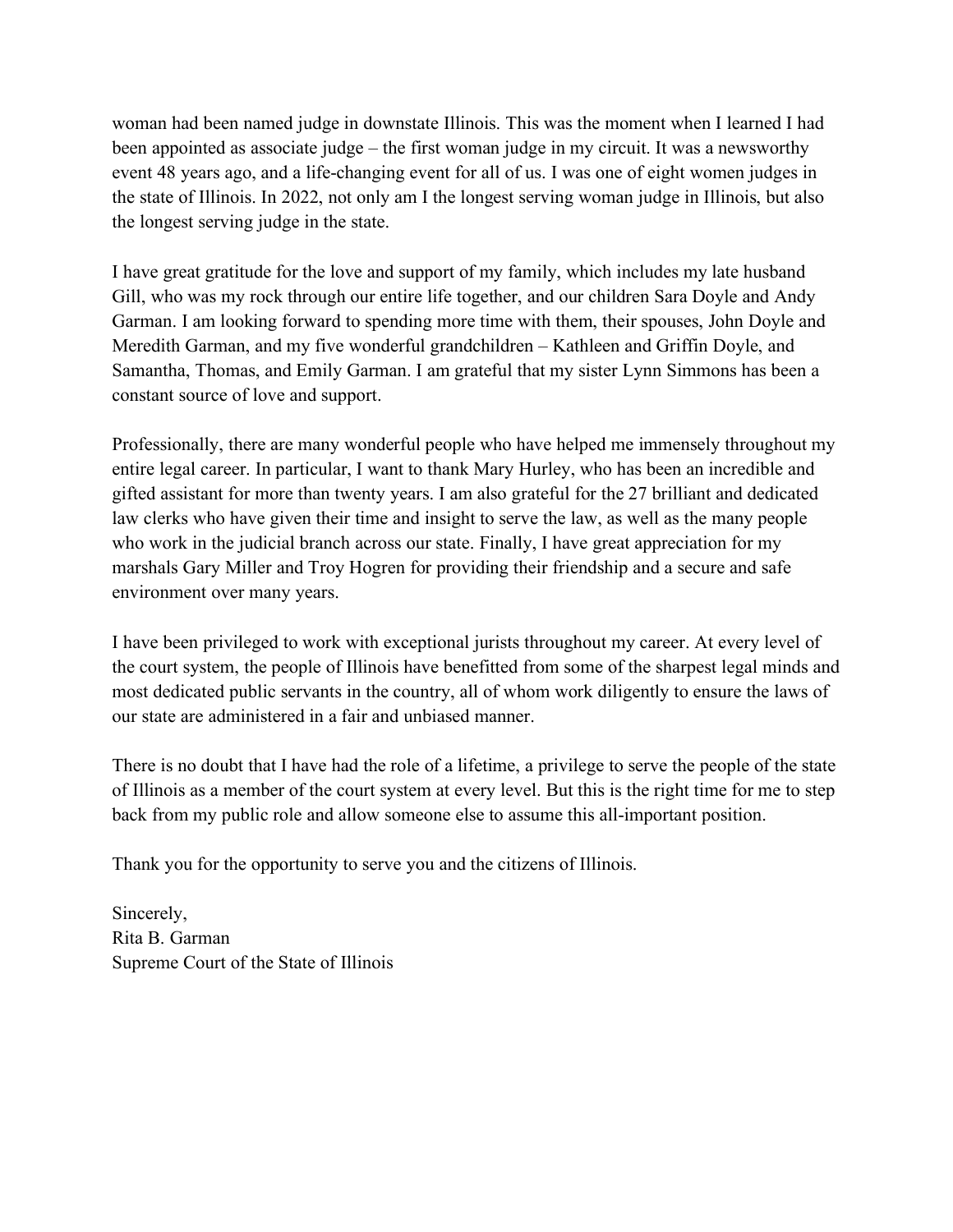woman had been named judge in downstate Illinois. This was the moment when I learned I had been appointed as associate judge – the first woman judge in my circuit. It was a newsworthy event 48 years ago, and a life-changing event for all of us. I was one of eight women judges in the state of Illinois. In 2022, not only am I the longest serving woman judge in Illinois, but also the longest serving judge in the state.

I have great gratitude for the love and support of my family, which includes my late husband Gill, who was my rock through our entire life together, and our children Sara Doyle and Andy Garman. I am looking forward to spending more time with them, their spouses, John Doyle and Meredith Garman, and my five wonderful grandchildren – Kathleen and Griffin Doyle, and Samantha, Thomas, and Emily Garman. I am grateful that my sister Lynn Simmons has been a constant source of love and support.

Professionally, there are many wonderful people who have helped me immensely throughout my entire legal career. In particular, I want to thank Mary Hurley, who has been an incredible and gifted assistant for more than twenty years. I am also grateful for the 27 brilliant and dedicated law clerks who have given their time and insight to serve the law, as well as the many people who work in the judicial branch across our state. Finally, I have great appreciation for my marshals Gary Miller and Troy Hogren for providing their friendship and a secure and safe environment over many years.

I have been privileged to work with exceptional jurists throughout my career. At every level of the court system, the people of Illinois have benefitted from some of the sharpest legal minds and most dedicated public servants in the country, all of whom work diligently to ensure the laws of our state are administered in a fair and unbiased manner.

There is no doubt that I have had the role of a lifetime, a privilege to serve the people of the state of Illinois as a member of the court system at every level. But this is the right time for me to step back from my public role and allow someone else to assume this all-important position.

Thank you for the opportunity to serve you and the citizens of Illinois.

Sincerely,
Rita B. Garman
Supreme Court of the State of Illinois